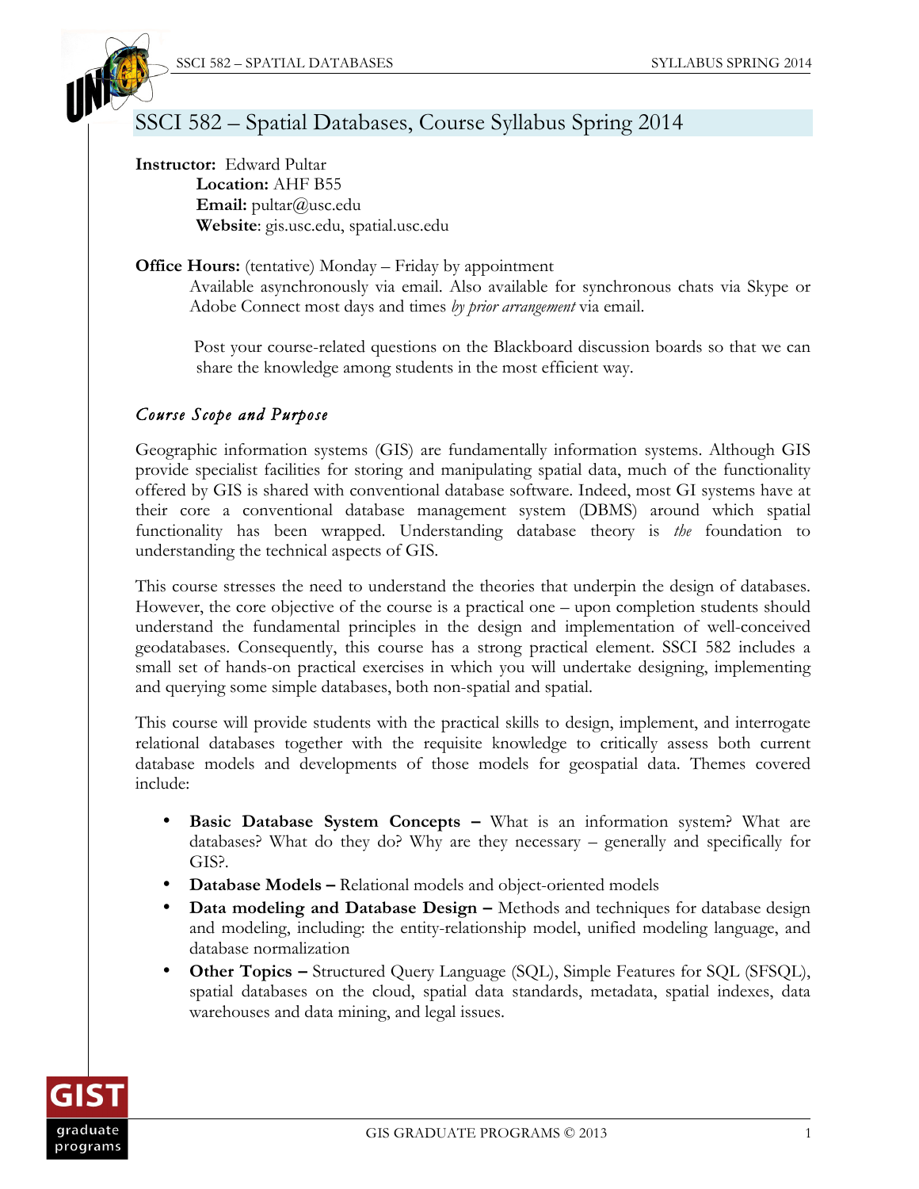# SSCI 582 – Spatial Databases, Course Syllabus Spring 2014

**Instructor:** Edward Pultar
**Location:** AHF B55
**Email:** pultar@usc.edu
**Website**: gis.usc.edu, spatial.usc.edu

**Office Hours:** (tentative) Monday – Friday by appointment
Available asynchronously via email. Also available for synchronous chats via Skype or Adobe Connect most days and times *by prior arrangement* via email.

Post your course-related questions on the Blackboard discussion boards so that we can share the knowledge among students in the most efficient way.

## *Course Scope and Purpose*

Geographic information systems (GIS) are fundamentally information systems. Although GIS provide specialist facilities for storing and manipulating spatial data, much of the functionality offered by GIS is shared with conventional database software. Indeed, most GI systems have at their core a conventional database management system (DBMS) around which spatial functionality has been wrapped. Understanding database theory is *the* foundation to understanding the technical aspects of GIS.

This course stresses the need to understand the theories that underpin the design of databases. However, the core objective of the course is a practical one – upon completion students should understand the fundamental principles in the design and implementation of well-conceived geodatabases. Consequently, this course has a strong practical element. SSCI 582 includes a small set of hands-on practical exercises in which you will undertake designing, implementing and querying some simple databases, both non-spatial and spatial.

This course will provide students with the practical skills to design, implement, and interrogate relational databases together with the requisite knowledge to critically assess both current database models and developments of those models for geospatial data. Themes covered include:

- **Basic Database System Concepts –** What is an information system? What are databases? What do they do? Why are they necessary – generally and specifically for GIS?.
- **Database Models –** Relational models and object-oriented models
- **Data modeling and Database Design –** Methods and techniques for database design and modeling, including: the entity-relationship model, unified modeling language, and database normalization
- **Other Topics –** Structured Query Language (SQL), Simple Features for SQL (SFSQL), spatial databases on the cloud, spatial data standards, metadata, spatial indexes, data warehouses and data mining, and legal issues.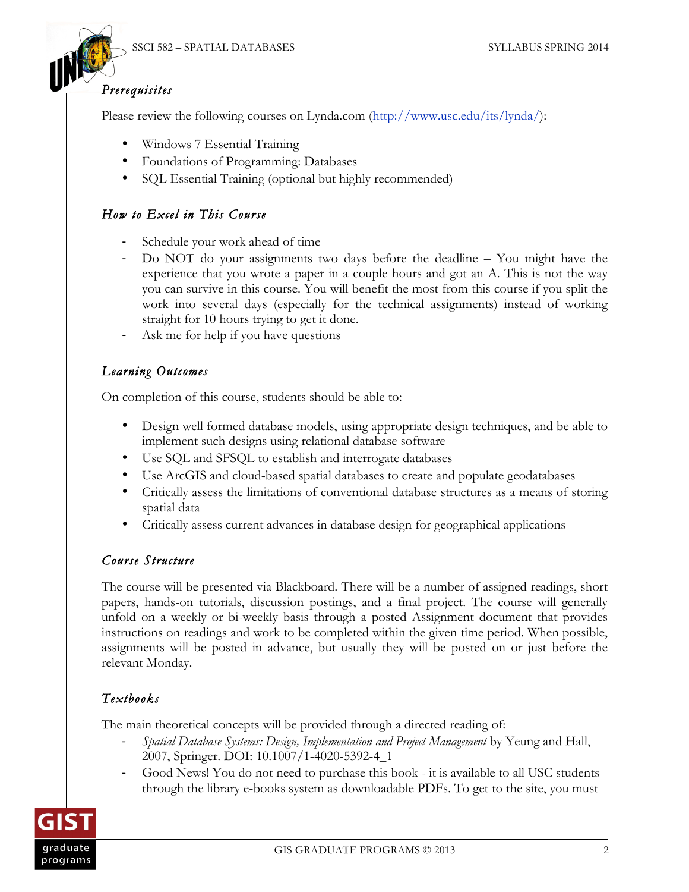### *Prerequisites*

Please review the following courses on Lynda.com (http://www.usc.edu/its/lynda/):

- Windows 7 Essential Training
- Foundations of Programming: Databases
- SQL Essential Training (optional but highly recommended)

### *How to Excel in This Course*

- Schedule your work ahead of time
- Do NOT do your assignments two days before the deadline – You might have the experience that you wrote a paper in a couple hours and got an A. This is not the way you can survive in this course. You will benefit the most from this course if you split the work into several days (especially for the technical assignments) instead of working straight for 10 hours trying to get it done.
- Ask me for help if you have questions

### *Learning Outcomes*

On completion of this course, students should be able to:

- Design well formed database models, using appropriate design techniques, and be able to implement such designs using relational database software
- Use SQL and SFSQL to establish and interrogate databases
- Use ArcGIS and cloud-based spatial databases to create and populate geodatabases
- Critically assess the limitations of conventional database structures as a means of storing spatial data
- Critically assess current advances in database design for geographical applications

### *Course Structure*

The course will be presented via Blackboard. There will be a number of assigned readings, short papers, hands-on tutorials, discussion postings, and a final project. The course will generally unfold on a weekly or bi-weekly basis through a posted Assignment document that provides instructions on readings and work to be completed within the given time period. When possible, assignments will be posted in advance, but usually they will be posted on or just before the relevant Monday.

### *Textbooks*

The main theoretical concepts will be provided through a directed reading of:

- *Spatial Database Systems: Design, Implementation and Project Management* by Yeung and Hall, 2007, Springer. DOI: 10.1007/1-4020-5392-4_1
- Good News! You do not need to purchase this book - it is available to all USC students through the library e-books system as downloadable PDFs. To get to the site, you must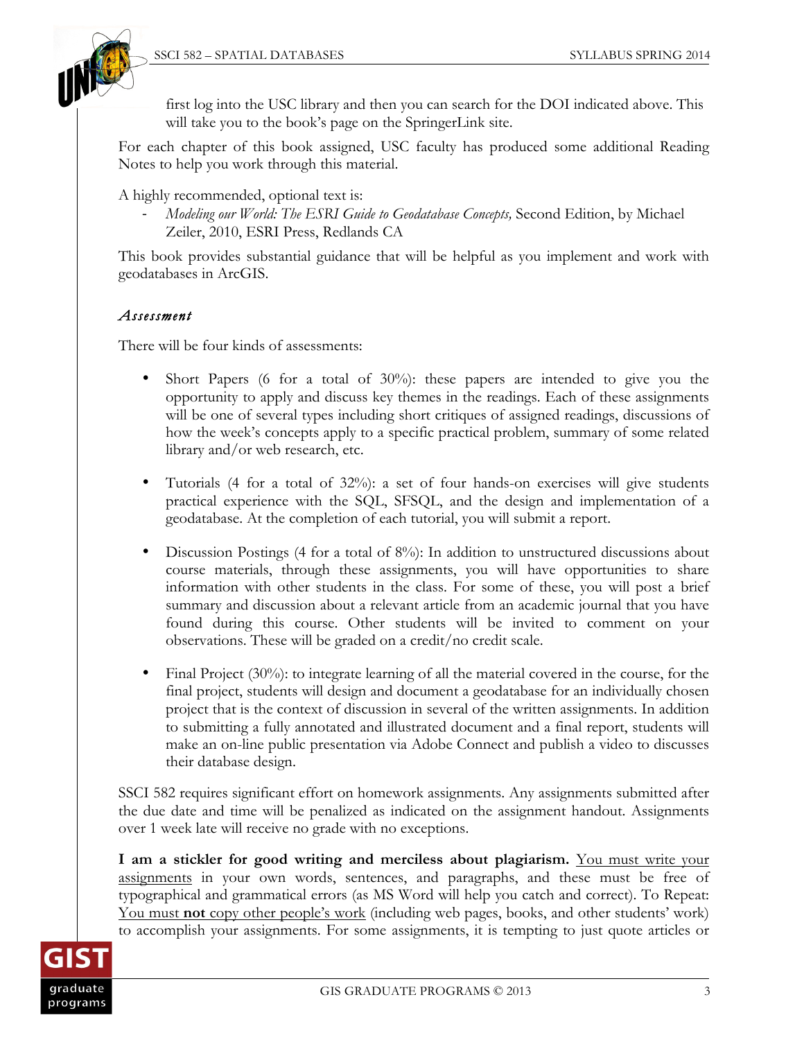first log into the USC library and then you can search for the DOI indicated above. This will take you to the book's page on the SpringerLink site.

For each chapter of this book assigned, USC faculty has produced some additional Reading Notes to help you work through this material.

A highly recommended, optional text is:

- *Modeling our World: The ESRI Guide to Geodatabase Concepts,* Second Edition, by Michael Zeiler, 2010, ESRI Press, Redlands CA

This book provides substantial guidance that will be helpful as you implement and work with geodatabases in ArcGIS.

### *Assessment*

There will be four kinds of assessments:

- Short Papers (6 for a total of 30%): these papers are intended to give you the opportunity to apply and discuss key themes in the readings. Each of these assignments will be one of several types including short critiques of assigned readings, discussions of how the week's concepts apply to a specific practical problem, summary of some related library and/or web research, etc.

- Tutorials (4 for a total of 32%): a set of four hands-on exercises will give students practical experience with the SQL, SFSQL, and the design and implementation of a geodatabase. At the completion of each tutorial, you will submit a report.

- Discussion Postings (4 for a total of 8%): In addition to unstructured discussions about course materials, through these assignments, you will have opportunities to share information with other students in the class. For some of these, you will post a brief summary and discussion about a relevant article from an academic journal that you have found during this course. Other students will be invited to comment on your observations. These will be graded on a credit/no credit scale.

- Final Project (30%): to integrate learning of all the material covered in the course, for the final project, students will design and document a geodatabase for an individually chosen project that is the context of discussion in several of the written assignments. In addition to submitting a fully annotated and illustrated document and a final report, students will make an on-line public presentation via Adobe Connect and publish a video to discusses their database design.

SSCI 582 requires significant effort on homework assignments. Any assignments submitted after the due date and time will be penalized as indicated on the assignment handout. Assignments over 1 week late will receive no grade with no exceptions.

**I am a stickler for good writing and merciless about plagiarism.** <u>You must write your assignments</u> in your own words, sentences, and paragraphs, and these must be free of typographical and grammatical errors (as MS Word will help you catch and correct). To Repeat: <u>You must **not** copy other people's work</u> (including web pages, books, and other students' work) to accomplish your assignments. For some assignments, it is tempting to just quote articles or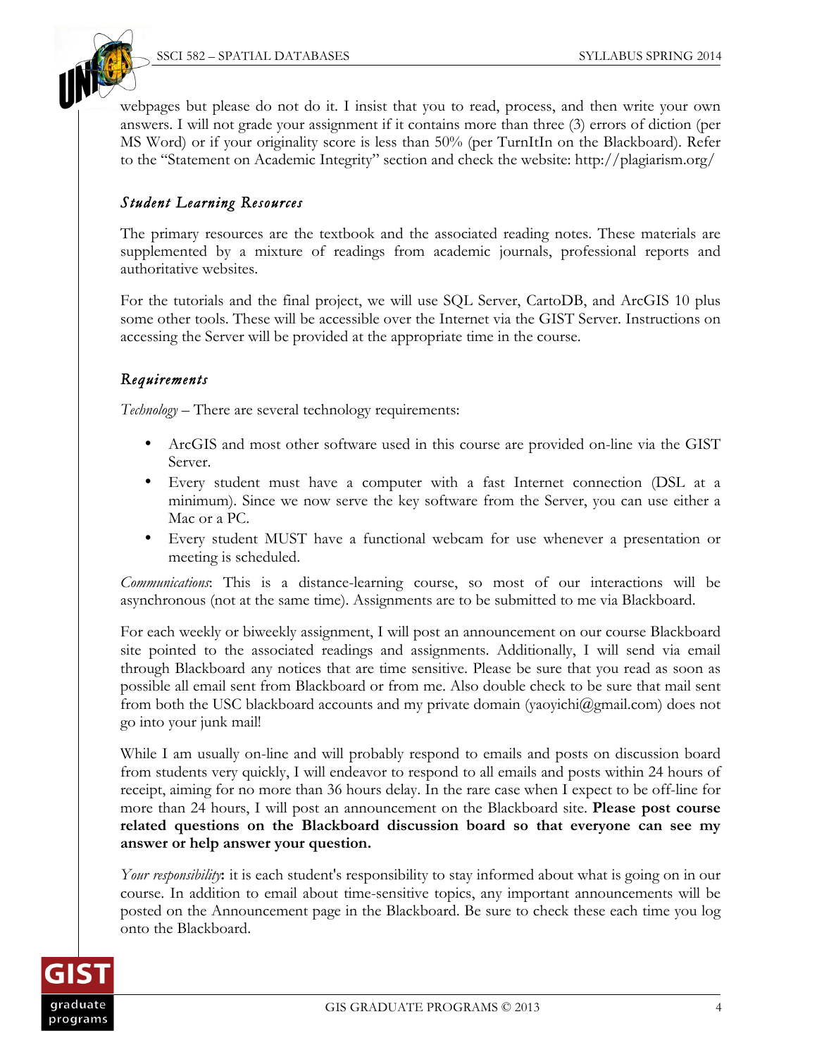webpages but please do not do it. I insist that you to read, process, and then write your own answers. I will not grade your assignment if it contains more than three (3) errors of diction (per MS Word) or if your originality score is less than 50% (per TurnItIn on the Blackboard). Refer to the "Statement on Academic Integrity" section and check the website: http://plagiarism.org/

### *Student Learning Resources*

The primary resources are the textbook and the associated reading notes. These materials are supplemented by a mixture of readings from academic journals, professional reports and authoritative websites.

For the tutorials and the final project, we will use SQL Server, CartoDB, and ArcGIS 10 plus some other tools. These will be accessible over the Internet via the GIST Server. Instructions on accessing the Server will be provided at the appropriate time in the course.

### *Requirements*

*Technology* – There are several technology requirements:

- ArcGIS and most other software used in this course are provided on-line via the GIST Server.
- Every student must have a computer with a fast Internet connection (DSL at a minimum). Since we now serve the key software from the Server, you can use either a Mac or a PC.
- Every student MUST have a functional webcam for use whenever a presentation or meeting is scheduled.

*Communications*: This is a distance-learning course, so most of our interactions will be asynchronous (not at the same time). Assignments are to be submitted to me via Blackboard.

For each weekly or biweekly assignment, I will post an announcement on our course Blackboard site pointed to the associated readings and assignments. Additionally, I will send via email through Blackboard any notices that are time sensitive. Please be sure that you read as soon as possible all email sent from Blackboard or from me. Also double check to be sure that mail sent from both the USC blackboard accounts and my private domain (yaoyichi@gmail.com) does not go into your junk mail!

While I am usually on-line and will probably respond to emails and posts on discussion board from students very quickly, I will endeavor to respond to all emails and posts within 24 hours of receipt, aiming for no more than 36 hours delay. In the rare case when I expect to be off-line for more than 24 hours, I will post an announcement on the Blackboard site. **Please post course related questions on the Blackboard discussion board so that everyone can see my answer or help answer your question.**

*Your responsibility***:** it is each student's responsibility to stay informed about what is going on in our course. In addition to email about time-sensitive topics, any important announcements will be posted on the Announcement page in the Blackboard. Be sure to check these each time you log onto the Blackboard.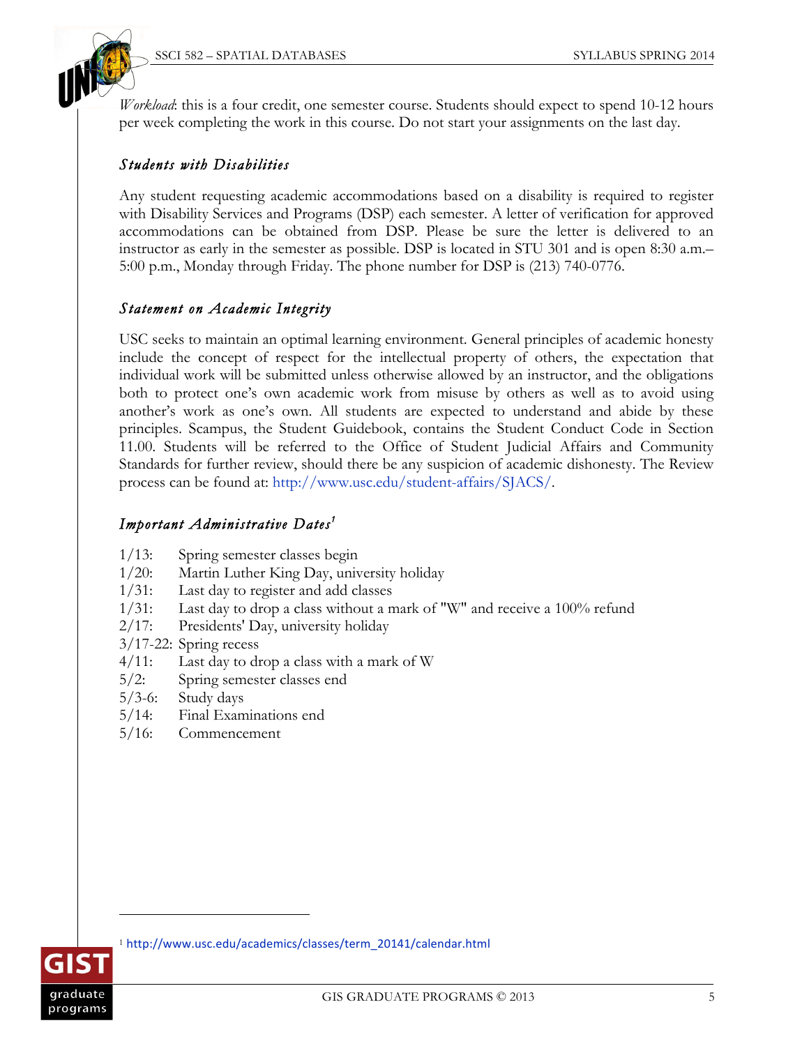*Workload*: this is a four credit, one semester course. Students should expect to spend 10-12 hours per week completing the work in this course. Do not start your assignments on the last day.

### *Students with Disabilities*

Any student requesting academic accommodations based on a disability is required to register with Disability Services and Programs (DSP) each semester. A letter of verification for approved accommodations can be obtained from DSP. Please be sure the letter is delivered to an instructor as early in the semester as possible. DSP is located in STU 301 and is open 8:30 a.m.–5:00 p.m., Monday through Friday. The phone number for DSP is (213) 740-0776.

### *Statement on Academic Integrity*

USC seeks to maintain an optimal learning environment. General principles of academic honesty include the concept of respect for the intellectual property of others, the expectation that individual work will be submitted unless otherwise allowed by an instructor, and the obligations both to protect one's own academic work from misuse by others as well as to avoid using another's work as one's own. All students are expected to understand and abide by these principles. Scampus, the Student Guidebook, contains the Student Conduct Code in Section 11.00. Students will be referred to the Office of Student Judicial Affairs and Community Standards for further review, should there be any suspicion of academic dishonesty. The Review process can be found at: http://www.usc.edu/student-affairs/SJACS/.

### *Important Administrative Dates*[1]

- 1/13: Spring semester classes begin
- 1/20: Martin Luther King Day, university holiday
- 1/31: Last day to register and add classes
- 1/31: Last day to drop a class without a mark of "W" and receive a 100% refund
- 2/17: Presidents' Day, university holiday
- 3/17-22: Spring recess
- 4/11: Last day to drop a class with a mark of W
- 5/2: Spring semester classes end
- 5/3-6: Study days
- 5/14: Final Examinations end
- 5/16: Commencement

[1] http://www.usc.edu/academics/classes/term_20141/calendar.html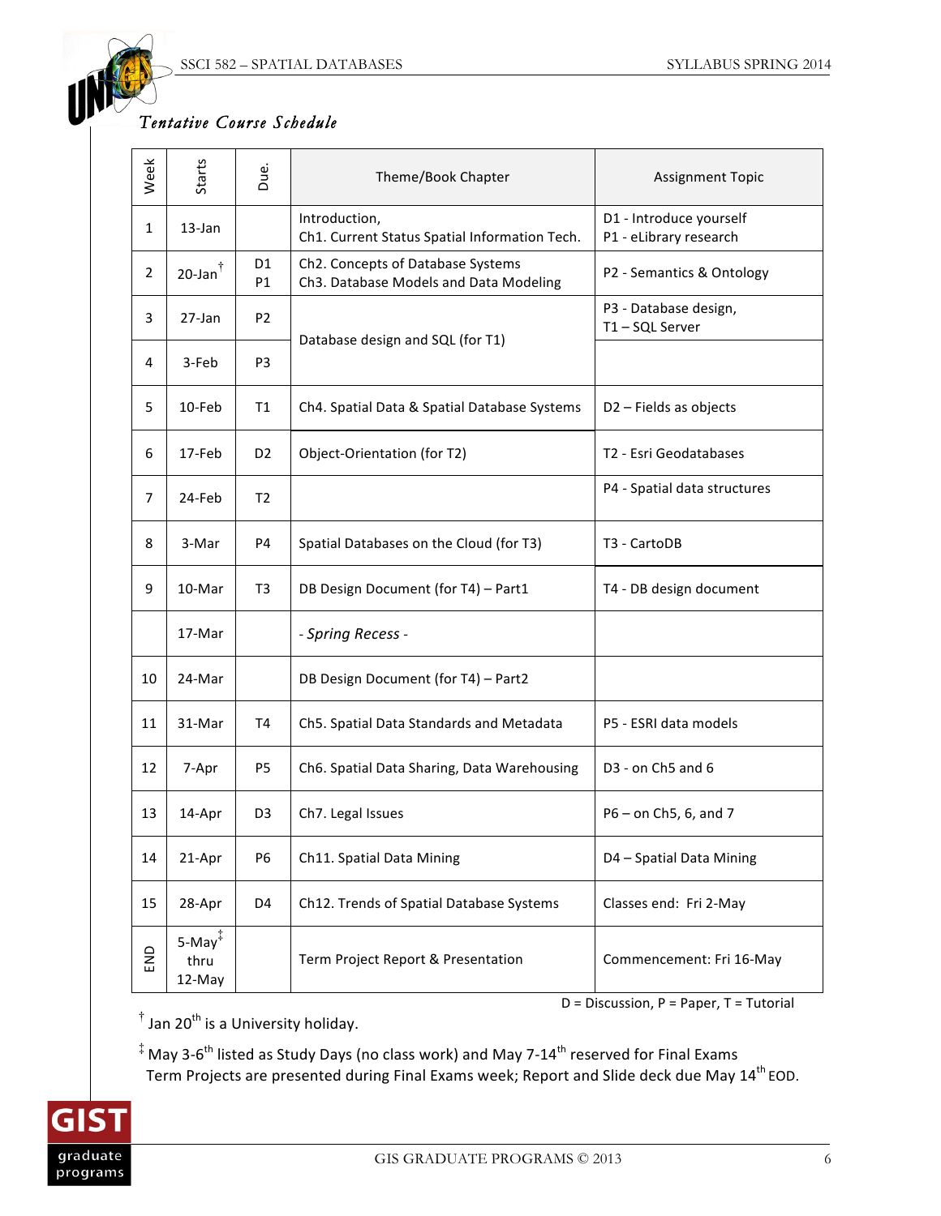## Tentative Course Schedule

| Week | Starts | Due. | Theme/Book Chapter | Assignment Topic |
|---|---|---|---|---|
| 1 | 13-Jan | | Introduction, Ch1. Current Status Spatial Information Tech. | D1 - Introduce yourself<br>P1 - eLibrary research |
| 2 | 20-Jan† | D1<br>P1 | Ch2. Concepts of Database Systems<br>Ch3. Database Models and Data Modeling | P2 - Semantics & Ontology |
| 3 | 27-Jan | P2 | Database design and SQL (for T1) | P3 - Database design,<br>T1 – SQL Server |
| 4 | 3-Feb | P3 | | |
| 5 | 10-Feb | T1 | Ch4. Spatial Data & Spatial Database Systems | D2 – Fields as objects |
| 6 | 17-Feb | D2 | Object-Orientation (for T2) | T2 - Esri Geodatabases |
| 7 | 24-Feb | T2 | | P4 - Spatial data structures |
| 8 | 3-Mar | P4 | Spatial Databases on the Cloud (for T3) | T3 - CartoDB |
| 9 | 10-Mar | T3 | DB Design Document (for T4) – Part1 | T4 - DB design document |
| | 17-Mar | | *- Spring Recess -* | |
| 10 | 24-Mar | | DB Design Document (for T4) – Part2 | |
| 11 | 31-Mar | T4 | Ch5. Spatial Data Standards and Metadata | P5 - ESRI data models |
| 12 | 7-Apr | P5 | Ch6. Spatial Data Sharing, Data Warehousing | D3 - on Ch5 and 6 |
| 13 | 14-Apr | D3 | Ch7. Legal Issues | P6 – on Ch5, 6, and 7 |
| 14 | 21-Apr | P6 | Ch11. Spatial Data Mining | D4 – Spatial Data Mining |
| 15 | 28-Apr | D4 | Ch12. Trends of Spatial Database Systems | Classes end: Fri 2-May |
| END | 5-May‡ thru 12-May | | Term Project Report & Presentation | Commencement: Fri 16-May |

D = Discussion, P = Paper, T = Tutorial

† Jan 20th is a University holiday.

‡ May 3-6th listed as Study Days (no class work) and May 7-14th reserved for Final Exams
Term Projects are presented during Final Exams week; Report and Slide deck due May 14th EOD.